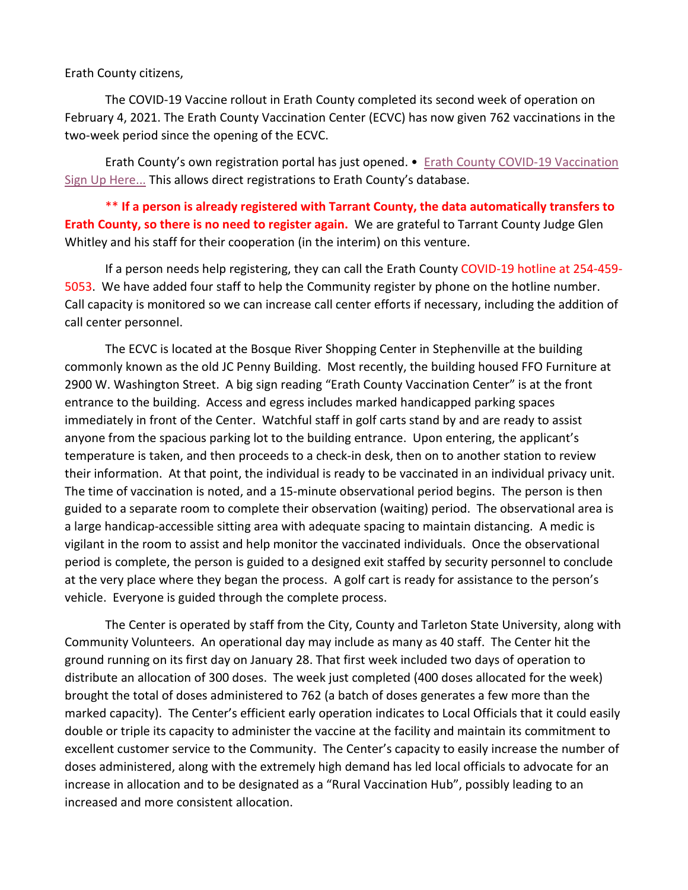Erath County citizens,

The COVID-19 Vaccine rollout in Erath County completed its second week of operation on February 4, 2021. The Erath County Vaccination Center (ECVC) has now given 762 vaccinations in the two-week period since the opening of the ECVC.

Erath County's own registration portal has just opened. • Erath County COVID-19 Vaccination Sign Up Here... This allows direct registrations to Erath County's database.

**\*\* If a person is already registered with Tarrant County, the data automatically transfers to Erath County, so there is no need to register again.** We are grateful to Tarrant County Judge Glen Whitley and his staff for their cooperation (in the interim) on this venture.

If a person needs help registering, they can call the Erath County COVID-19 hotline at 254-459-5053. We have added four staff to help the Community register by phone on the hotline number. Call capacity is monitored so we can increase call center efforts if necessary, including the addition of call center personnel.

The ECVC is located at the Bosque River Shopping Center in Stephenville at the building commonly known as the old JC Penny Building. Most recently, the building housed FFO Furniture at 2900 W. Washington Street. A big sign reading "Erath County Vaccination Center" is at the front entrance to the building. Access and egress includes marked handicapped parking spaces immediately in front of the Center. Watchful staff in golf carts stand by and are ready to assist anyone from the spacious parking lot to the building entrance. Upon entering, the applicant's temperature is taken, and then proceeds to a check-in desk, then on to another station to review their information. At that point, the individual is ready to be vaccinated in an individual privacy unit. The time of vaccination is noted, and a 15-minute observational period begins. The person is then guided to a separate room to complete their observation (waiting) period. The observational area is a large handicap-accessible sitting area with adequate spacing to maintain distancing. A medic is vigilant in the room to assist and help monitor the vaccinated individuals. Once the observational period is complete, the person is guided to a designed exit staffed by security personnel to conclude at the very place where they began the process. A golf cart is ready for assistance to the person's vehicle. Everyone is guided through the complete process.

The Center is operated by staff from the City, County and Tarleton State University, along with Community Volunteers. An operational day may include as many as 40 staff. The Center hit the ground running on its first day on January 28. That first week included two days of operation to distribute an allocation of 300 doses. The week just completed (400 doses allocated for the week) brought the total of doses administered to 762 (a batch of doses generates a few more than the marked capacity). The Center's efficient early operation indicates to Local Officials that it could easily double or triple its capacity to administer the vaccine at the facility and maintain its commitment to excellent customer service to the Community. The Center's capacity to easily increase the number of doses administered, along with the extremely high demand has led local officials to advocate for an increase in allocation and to be designated as a "Rural Vaccination Hub", possibly leading to an increased and more consistent allocation.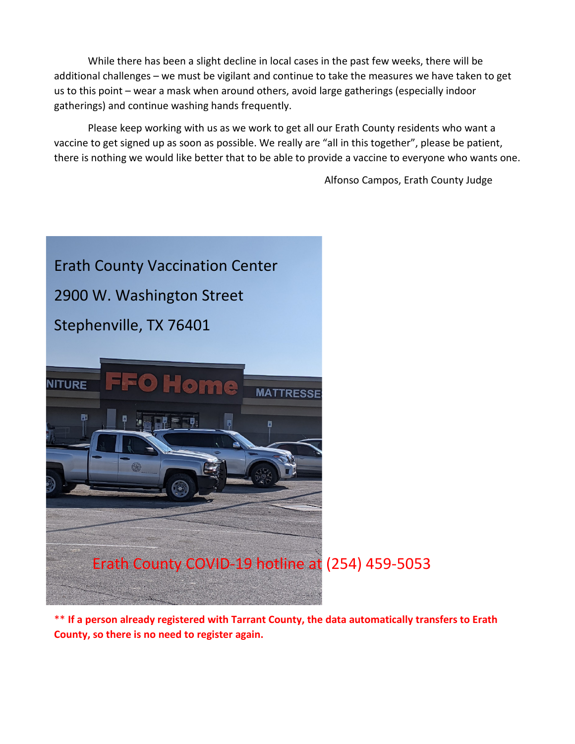While there has been a slight decline in local cases in the past few weeks, there will be additional challenges – we must be vigilant and continue to take the measures we have taken to get us to this point – wear a mask when around others, avoid large gatherings (especially indoor gatherings) and continue washing hands frequently.

Please keep working with us as we work to get all our Erath County residents who want a vaccine to get signed up as soon as possible. We really are "all in this together", please be patient, there is nothing we would like better that to be able to provide a vaccine to everyone who wants one.

Alfonso Campos, Erath County Judge

Erath County Vaccination Center

2900 W. Washington Street

Stephenville, TX 76401

Erath County COVID-19 hotline at (254) 459-5053

**** If a person already registered with Tarrant County, the data automatically transfers to Erath County, so there is no need to register again.**